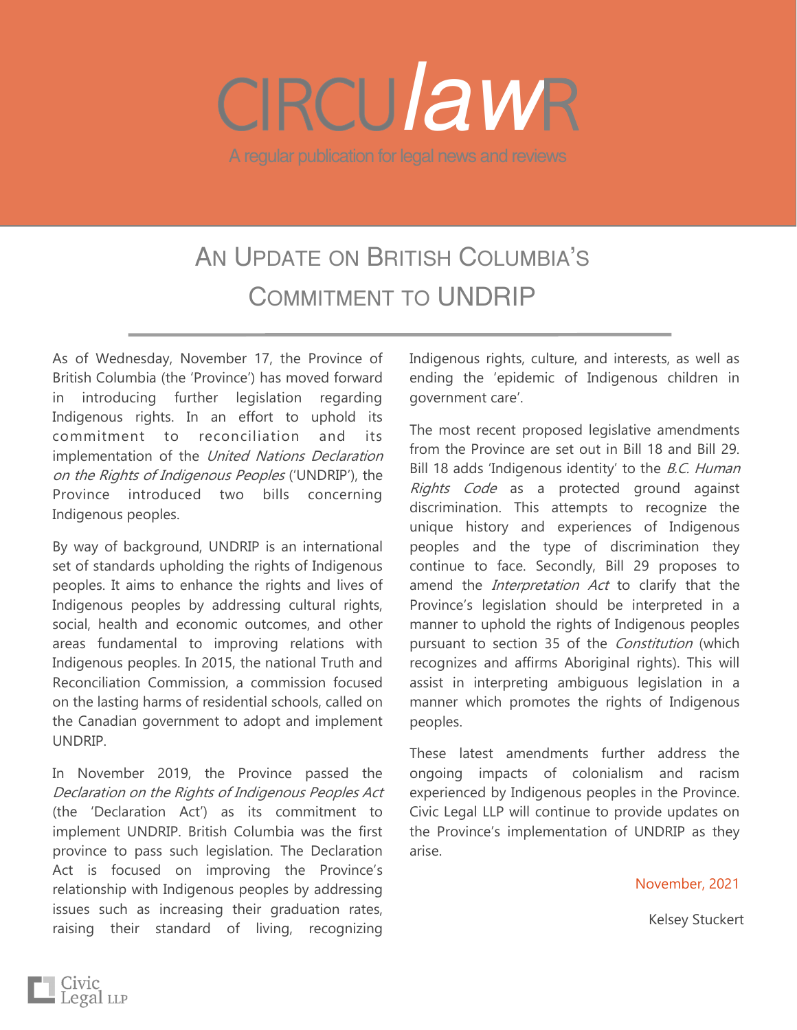# CIRCU*law*R

A regular publication for legal news and reviews

## An Update on British Columbia's Commitment to UNDRIP

As of Wednesday, November 17, the Province of British Columbia (the 'Province') has moved forward in introducing further legislation regarding Indigenous rights. In an effort to uphold its commitment to reconciliation and its implementation of the *United Nations Declaration on the Rights of Indigenous Peoples* ('UNDRIP'), the Province introduced two bills concerning Indigenous peoples.

By way of background, UNDRIP is an international set of standards upholding the rights of Indigenous peoples. It aims to enhance the rights and lives of Indigenous peoples by addressing cultural rights, social, health and economic outcomes, and other areas fundamental to improving relations with Indigenous peoples. In 2015, the national Truth and Reconciliation Commission, a commission focused on the lasting harms of residential schools, called on the Canadian government to adopt and implement UNDRIP.

In November 2019, the Province passed the *Declaration on the Rights of Indigenous Peoples Act* (the 'Declaration Act') as its commitment to implement UNDRIP. British Columbia was the first province to pass such legislation. The Declaration Act is focused on improving the Province's relationship with Indigenous peoples by addressing issues such as increasing their graduation rates, raising their standard of living, recognizing Indigenous rights, culture, and interests, as well as ending the 'epidemic of Indigenous children in government care'.

The most recent proposed legislative amendments from the Province are set out in Bill 18 and Bill 29. Bill 18 adds 'Indigenous identity' to the *B.C. Human Rights Code* as a protected ground against discrimination. This attempts to recognize the unique history and experiences of Indigenous peoples and the type of discrimination they continue to face. Secondly, Bill 29 proposes to amend the *Interpretation Act* to clarify that the Province's legislation should be interpreted in a manner to uphold the rights of Indigenous peoples pursuant to section 35 of the *Constitution* (which recognizes and affirms Aboriginal rights). This will assist in interpreting ambiguous legislation in a manner which promotes the rights of Indigenous peoples.

These latest amendments further address the ongoing impacts of colonialism and racism experienced by Indigenous peoples in the Province. Civic Legal LLP will continue to provide updates on the Province's implementation of UNDRIP as they arise.

November, 2021

Kelsey Stuckert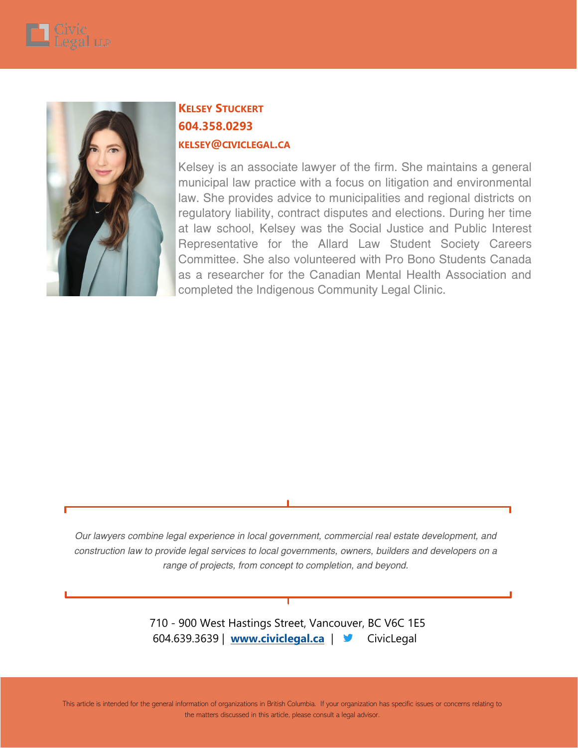**KELSEY STUCKERT**
**604.358.0293**
**KELSEY@CIVICLEGAL.CA**

Kelsey is an associate lawyer of the firm. She maintains a general municipal law practice with a focus on litigation and environmental law. She provides advice to municipalities and regional districts on regulatory liability, contract disputes and elections. During her time at law school, Kelsey was the Social Justice and Public Interest Representative for the Allard Law Student Society Careers Committee. She also volunteered with Pro Bono Students Canada as a researcher for the Canadian Mental Health Association and completed the Indigenous Community Legal Clinic.

*Our lawyers combine legal experience in local government, commercial real estate development, and construction law to provide legal services to local governments, owners, builders and developers on a range of projects, from concept to completion, and beyond.*

710 - 900 West Hastings Street, Vancouver, BC V6C 1E5
604.639.3639 | **www.civiclegal.ca** | CivicLegal

This article is intended for the general information of organizations in British Columbia. If your organization has specific issues or concerns relating to the matters discussed in this article, please consult a legal advisor.